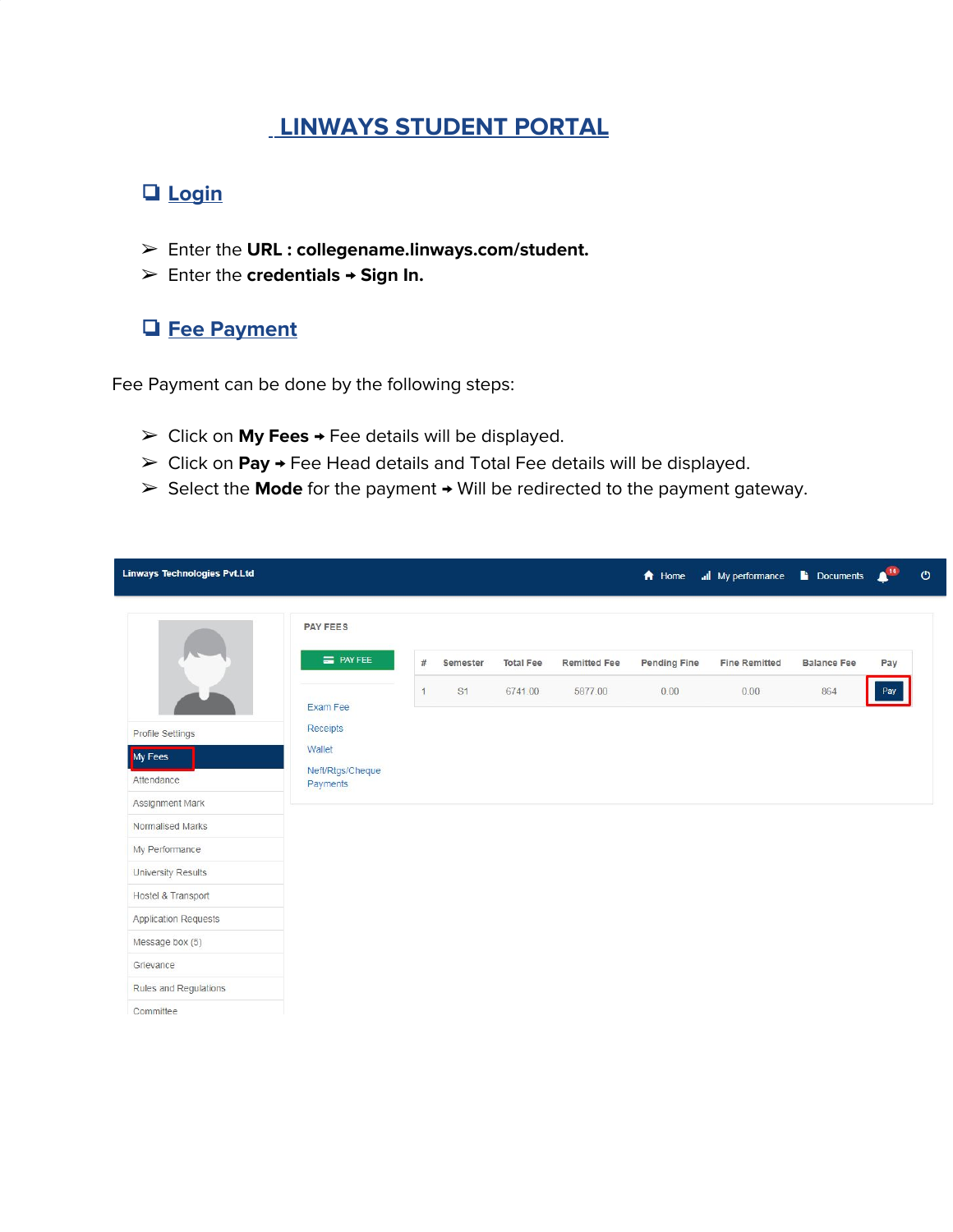# LINWAYS STUDENT PORTAL

## ❑ Login

- ➢ Enter the **URL : collegename.linways.com/student.**
- ➢ Enter the **credentials → Sign In.**

## ❑ Fee Payment

Fee Payment can be done by the following steps:

- ➢ Click on **My Fees** → Fee details will be displayed.
- ➢ Click on **Pay** → Fee Head details and Total Fee details will be displayed.
- ➢ Select the **Mode** for the payment → Will be redirected to the payment gateway.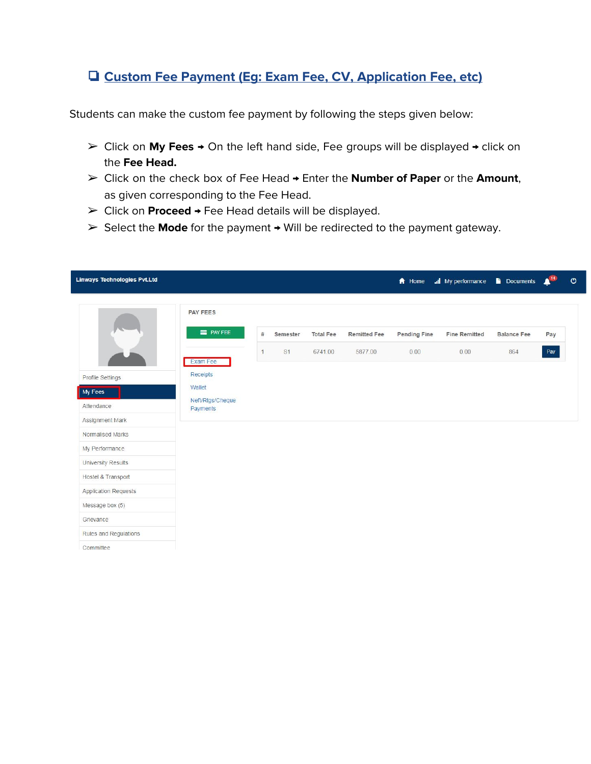## ❑ Custom Fee Payment (Eg: Exam Fee, CV, Application Fee, etc)

Students can make the custom fee payment by following the steps given below:

- ➢ Click on **My Fees** → On the left hand side, Fee groups will be displayed → click on the **Fee Head.**
- ➢ Click on the check box of Fee Head → Enter the **Number of Paper** or the **Amount**, as given corresponding to the Fee Head.
- ➢ Click on **Proceed** → Fee Head details will be displayed.
- ➢ Select the **Mode** for the payment → Will be redirected to the payment gateway.

Linways Technologies Pvt.Ltd — Home | My performance | Documents

Profile Settings
My Fees
Attendance
Assignment Mark
Normalised Marks
My Performance
University Results
Hostel & Transport
Application Requests
Message box (5)
Grievance
Rules and Regulations
Committee

PAY FEES

PAY FEE

Exam Fee
Receipts
Wallet
Neft/Rtgs/Cheque Payments

| # | Semester | Total Fee | Remitted Fee | Pending Fine | Fine Remitted | Balance Fee | Pay |
|---|---|---|---|---|---|---|---|
| 1 | S1 | 6741.00 | 5877.00 | 0.00 | 0.00 | 864 | Pay |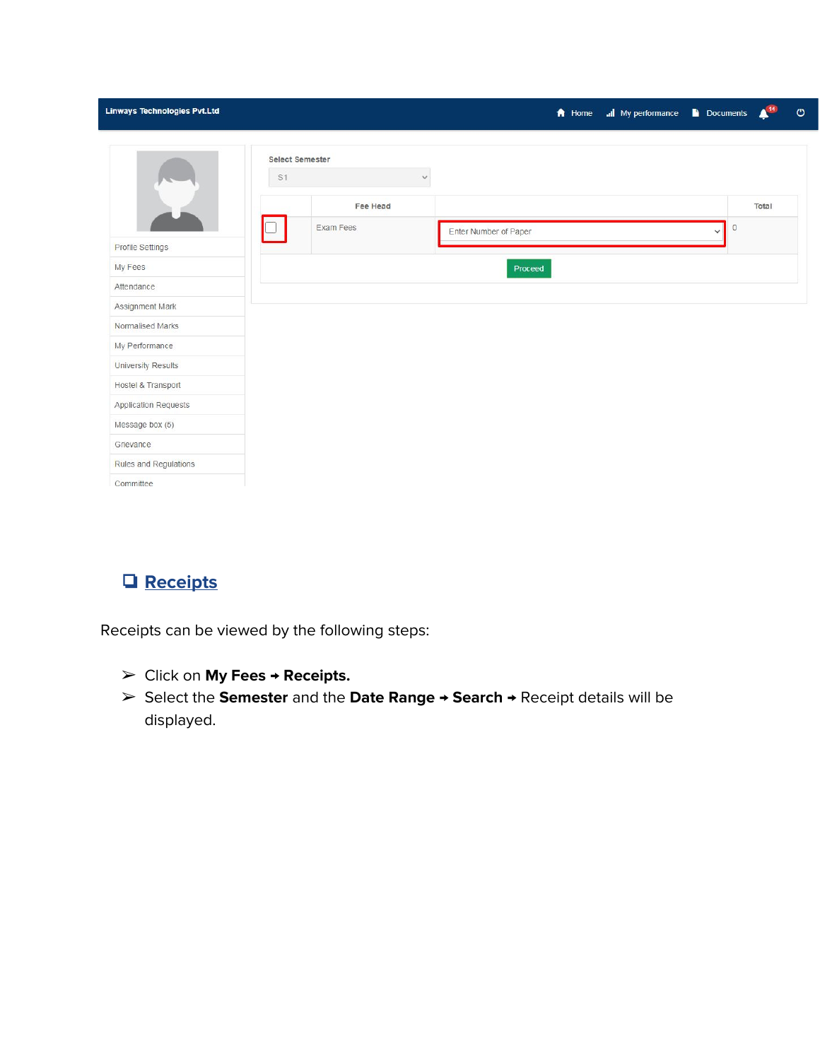## ❑ Receipts

Receipts can be viewed by the following steps:

- ➢ Click on **My Fees → Receipts.**
- ➢ Select the **Semester** and the **Date Range → Search →** Receipt details will be displayed.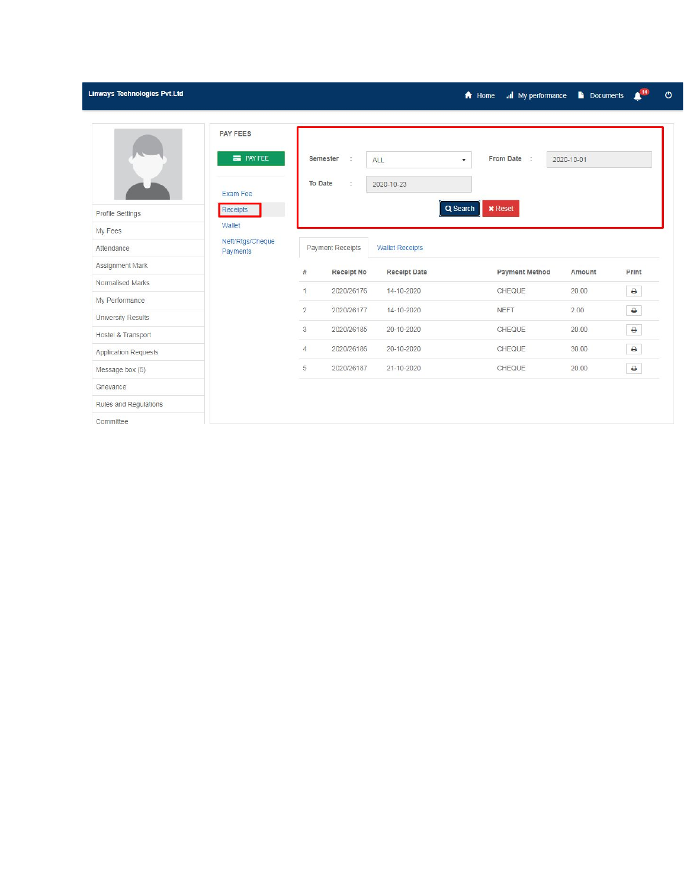Linways Technologies Pvt.Ltd

Home | My performance | Documents | 14

Profile Settings
My Fees
Attendance
Assignment Mark
Normalised Marks
My Performance
University Results
Hostel & Transport
Application Requests
Message box (5)
Grievance
Rules and Regulations
Committee

PAY FEES

PAY FEE

Exam Fee
Receipts
Wallet
Neft/Rtgs/Cheque Payments

Semester : ALL

From Date : 2020-10-01

To Date : 2020-10-23

Search | Reset

Payment Receipts | Wallet Receipts

| # | Receipt No | Receipt Date | Payment Method | Amount | Print |
|---|---|---|---|---|---|
| 1 | 2020/26176 | 14-10-2020 | CHEQUE | 20.00 | |
| 2 | 2020/26177 | 14-10-2020 | NEFT | 2.00 | |
| 3 | 2020/26185 | 20-10-2020 | CHEQUE | 20.00 | |
| 4 | 2020/26186 | 20-10-2020 | CHEQUE | 30.00 | |
| 5 | 2020/26187 | 21-10-2020 | CHEQUE | 20.00 | |